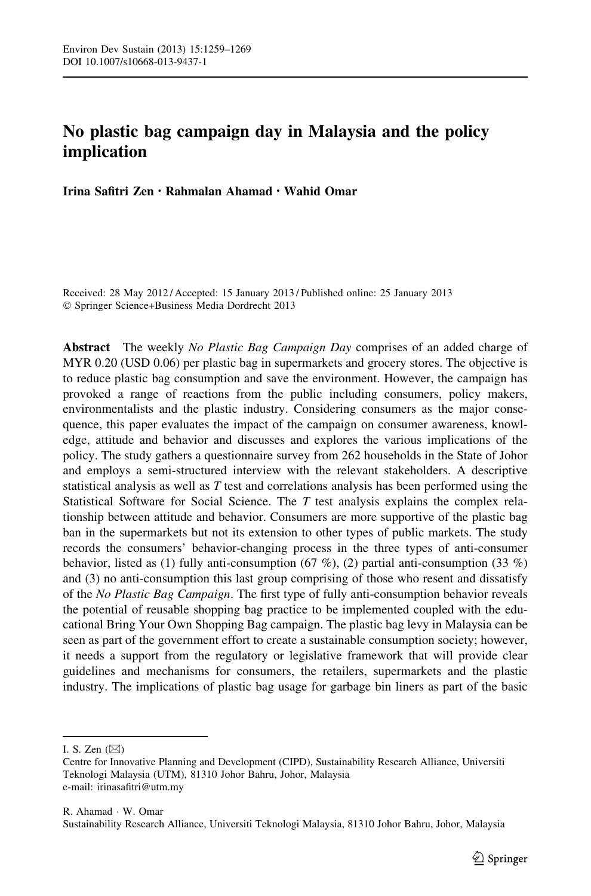# No plastic bag campaign day in Malaysia and the policy implication

**Irina Safitri Zen · Rahmalan Ahamad · Wahid Omar**

Received: 28 May 2012 / Accepted: 15 January 2013 / Published online: 25 January 2013
© Springer Science+Business Media Dordrecht 2013

**Abstract** The weekly *No Plastic Bag Campaign Day* comprises of an added charge of MYR 0.20 (USD 0.06) per plastic bag in supermarkets and grocery stores. The objective is to reduce plastic bag consumption and save the environment. However, the campaign has provoked a range of reactions from the public including consumers, policy makers, environmentalists and the plastic industry. Considering consumers as the major consequence, this paper evaluates the impact of the campaign on consumer awareness, knowledge, attitude and behavior and discusses and explores the various implications of the policy. The study gathers a questionnaire survey from 262 households in the State of Johor and employs a semi-structured interview with the relevant stakeholders. A descriptive statistical analysis as well as *T* test and correlations analysis has been performed using the Statistical Software for Social Science. The *T* test analysis explains the complex relationship between attitude and behavior. Consumers are more supportive of the plastic bag ban in the supermarkets but not its extension to other types of public markets. The study records the consumers' behavior-changing process in the three types of anti-consumer behavior, listed as (1) fully anti-consumption (67 %), (2) partial anti-consumption (33 %) and (3) no anti-consumption this last group comprising of those who resent and dissatisfy of the *No Plastic Bag Campaign*. The first type of fully anti-consumption behavior reveals the potential of reusable shopping bag practice to be implemented coupled with the educational Bring Your Own Shopping Bag campaign. The plastic bag levy in Malaysia can be seen as part of the government effort to create a sustainable consumption society; however, it needs a support from the regulatory or legislative framework that will provide clear guidelines and mechanisms for consumers, the retailers, supermarkets and the plastic industry. The implications of plastic bag usage for garbage bin liners as part of the basic

---

I. S. Zen (✉)
Centre for Innovative Planning and Development (CIPD), Sustainability Research Alliance, Universiti Teknologi Malaysia (UTM), 81310 Johor Bahru, Johor, Malaysia
e-mail: irinasafitri@utm.my

R. Ahamad · W. Omar
Sustainability Research Alliance, Universiti Teknologi Malaysia, 81310 Johor Bahru, Johor, Malaysia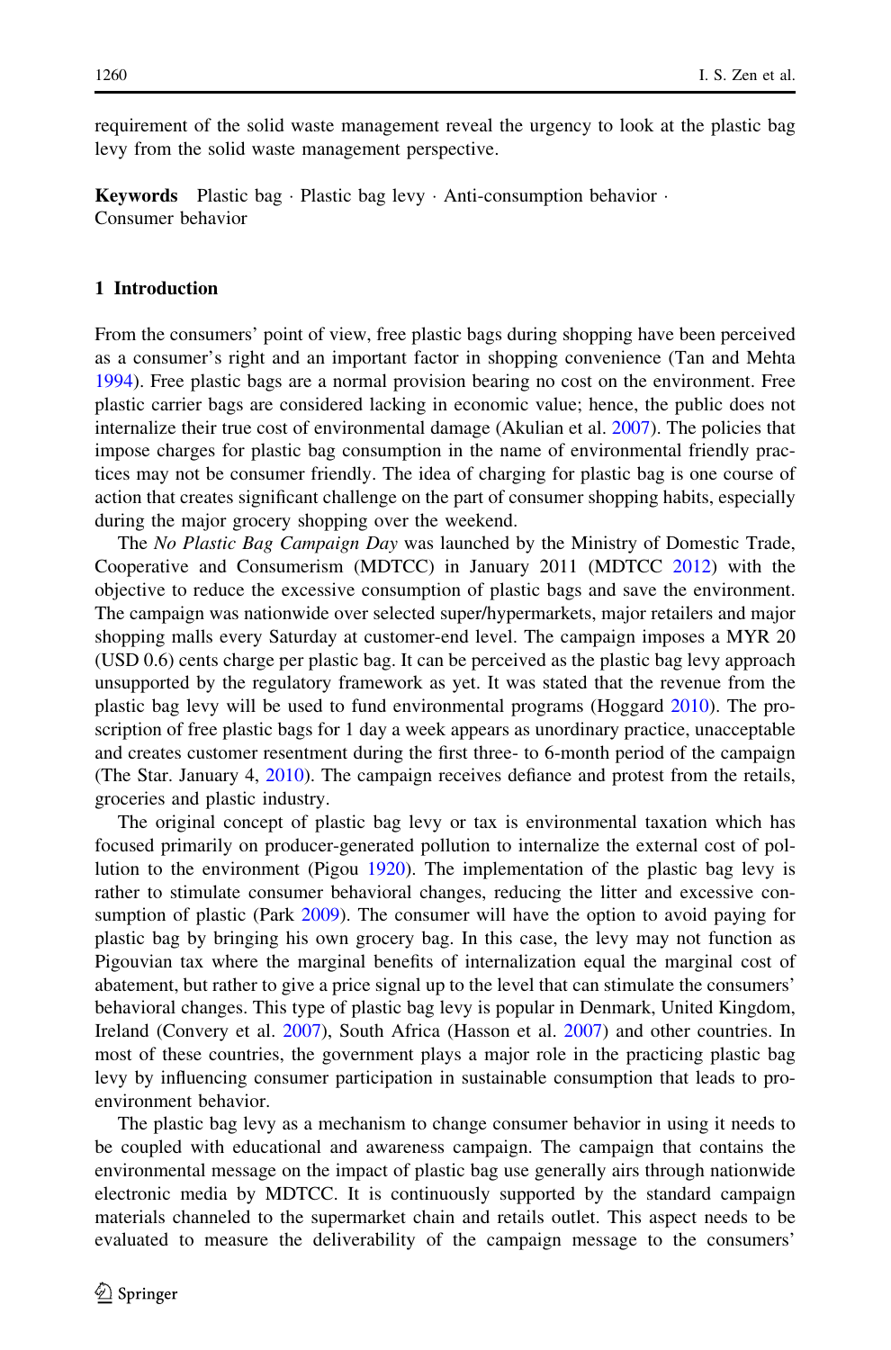requirement of the solid waste management reveal the urgency to look at the plastic bag levy from the solid waste management perspective.

**Keywords** Plastic bag · Plastic bag levy · Anti-consumption behavior · Consumer behavior

## 1 Introduction

From the consumers' point of view, free plastic bags during shopping have been perceived as a consumer's right and an important factor in shopping convenience (Tan and Mehta 1994). Free plastic bags are a normal provision bearing no cost on the environment. Free plastic carrier bags are considered lacking in economic value; hence, the public does not internalize their true cost of environmental damage (Akulian et al. 2007). The policies that impose charges for plastic bag consumption in the name of environmental friendly practices may not be consumer friendly. The idea of charging for plastic bag is one course of action that creates significant challenge on the part of consumer shopping habits, especially during the major grocery shopping over the weekend.

The *No Plastic Bag Campaign Day* was launched by the Ministry of Domestic Trade, Cooperative and Consumerism (MDTCC) in January 2011 (MDTCC 2012) with the objective to reduce the excessive consumption of plastic bags and save the environment. The campaign was nationwide over selected super/hypermarkets, major retailers and major shopping malls every Saturday at customer-end level. The campaign imposes a MYR 20 (USD 0.6) cents charge per plastic bag. It can be perceived as the plastic bag levy approach unsupported by the regulatory framework as yet. It was stated that the revenue from the plastic bag levy will be used to fund environmental programs (Hoggard 2010). The proscription of free plastic bags for 1 day a week appears as unordinary practice, unacceptable and creates customer resentment during the first three- to 6-month period of the campaign (The Star. January 4, 2010). The campaign receives defiance and protest from the retails, groceries and plastic industry.

The original concept of plastic bag levy or tax is environmental taxation which has focused primarily on producer-generated pollution to internalize the external cost of pollution to the environment (Pigou 1920). The implementation of the plastic bag levy is rather to stimulate consumer behavioral changes, reducing the litter and excessive consumption of plastic (Park 2009). The consumer will have the option to avoid paying for plastic bag by bringing his own grocery bag. In this case, the levy may not function as Pigouvian tax where the marginal benefits of internalization equal the marginal cost of abatement, but rather to give a price signal up to the level that can stimulate the consumers' behavioral changes. This type of plastic bag levy is popular in Denmark, United Kingdom, Ireland (Convery et al. 2007), South Africa (Hasson et al. 2007) and other countries. In most of these countries, the government plays a major role in the practicing plastic bag levy by influencing consumer participation in sustainable consumption that leads to pro-environment behavior.

The plastic bag levy as a mechanism to change consumer behavior in using it needs to be coupled with educational and awareness campaign. The campaign that contains the environmental message on the impact of plastic bag use generally airs through nationwide electronic media by MDTCC. It is continuously supported by the standard campaign materials channeled to the supermarket chain and retails outlet. This aspect needs to be evaluated to measure the deliverability of the campaign message to the consumers'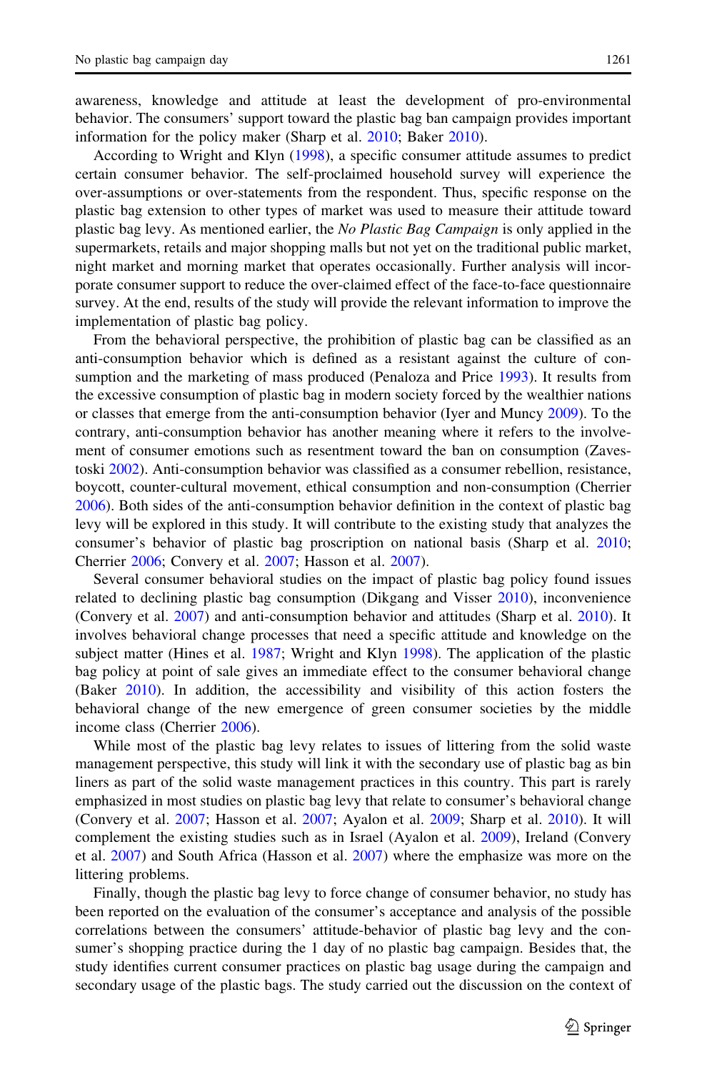awareness, knowledge and attitude at least the development of pro-environmental behavior. The consumers' support toward the plastic bag ban campaign provides important information for the policy maker (Sharp et al. 2010; Baker 2010).

According to Wright and Klyn (1998), a specific consumer attitude assumes to predict certain consumer behavior. The self-proclaimed household survey will experience the over-assumptions or over-statements from the respondent. Thus, specific response on the plastic bag extension to other types of market was used to measure their attitude toward plastic bag levy. As mentioned earlier, the *No Plastic Bag Campaign* is only applied in the supermarkets, retails and major shopping malls but not yet on the traditional public market, night market and morning market that operates occasionally. Further analysis will incorporate consumer support to reduce the over-claimed effect of the face-to-face questionnaire survey. At the end, results of the study will provide the relevant information to improve the implementation of plastic bag policy.

From the behavioral perspective, the prohibition of plastic bag can be classified as an anti-consumption behavior which is defined as a resistant against the culture of consumption and the marketing of mass produced (Penaloza and Price 1993). It results from the excessive consumption of plastic bag in modern society forced by the wealthier nations or classes that emerge from the anti-consumption behavior (Iyer and Muncy 2009). To the contrary, anti-consumption behavior has another meaning where it refers to the involvement of consumer emotions such as resentment toward the ban on consumption (Zavestoski 2002). Anti-consumption behavior was classified as a consumer rebellion, resistance, boycott, counter-cultural movement, ethical consumption and non-consumption (Cherrier 2006). Both sides of the anti-consumption behavior definition in the context of plastic bag levy will be explored in this study. It will contribute to the existing study that analyzes the consumer's behavior of plastic bag proscription on national basis (Sharp et al. 2010; Cherrier 2006; Convery et al. 2007; Hasson et al. 2007).

Several consumer behavioral studies on the impact of plastic bag policy found issues related to declining plastic bag consumption (Dikgang and Visser 2010), inconvenience (Convery et al. 2007) and anti-consumption behavior and attitudes (Sharp et al. 2010). It involves behavioral change processes that need a specific attitude and knowledge on the subject matter (Hines et al. 1987; Wright and Klyn 1998). The application of the plastic bag policy at point of sale gives an immediate effect to the consumer behavioral change (Baker 2010). In addition, the accessibility and visibility of this action fosters the behavioral change of the new emergence of green consumer societies by the middle income class (Cherrier 2006).

While most of the plastic bag levy relates to issues of littering from the solid waste management perspective, this study will link it with the secondary use of plastic bag as bin liners as part of the solid waste management practices in this country. This part is rarely emphasized in most studies on plastic bag levy that relate to consumer's behavioral change (Convery et al. 2007; Hasson et al. 2007; Ayalon et al. 2009; Sharp et al. 2010). It will complement the existing studies such as in Israel (Ayalon et al. 2009), Ireland (Convery et al. 2007) and South Africa (Hasson et al. 2007) where the emphasize was more on the littering problems.

Finally, though the plastic bag levy to force change of consumer behavior, no study has been reported on the evaluation of the consumer's acceptance and analysis of the possible correlations between the consumers' attitude-behavior of plastic bag levy and the consumer's shopping practice during the 1 day of no plastic bag campaign. Besides that, the study identifies current consumer practices on plastic bag usage during the campaign and secondary usage of the plastic bags. The study carried out the discussion on the context of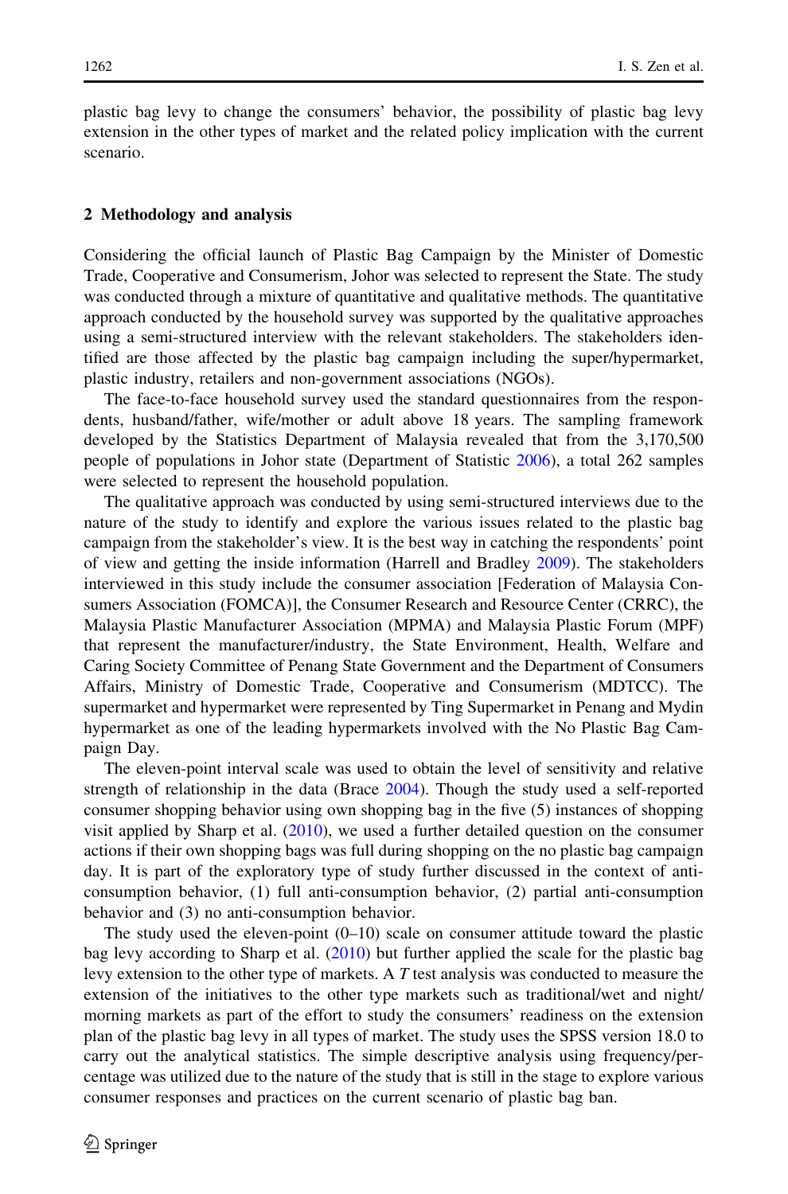plastic bag levy to change the consumers' behavior, the possibility of plastic bag levy extension in the other types of market and the related policy implication with the current scenario.

## 2 Methodology and analysis

Considering the official launch of Plastic Bag Campaign by the Minister of Domestic Trade, Cooperative and Consumerism, Johor was selected to represent the State. The study was conducted through a mixture of quantitative and qualitative methods. The quantitative approach conducted by the household survey was supported by the qualitative approaches using a semi-structured interview with the relevant stakeholders. The stakeholders identified are those affected by the plastic bag campaign including the super/hypermarket, plastic industry, retailers and non-government associations (NGOs).

The face-to-face household survey used the standard questionnaires from the respondents, husband/father, wife/mother or adult above 18 years. The sampling framework developed by the Statistics Department of Malaysia revealed that from the 3,170,500 people of populations in Johor state (Department of Statistic 2006), a total 262 samples were selected to represent the household population.

The qualitative approach was conducted by using semi-structured interviews due to the nature of the study to identify and explore the various issues related to the plastic bag campaign from the stakeholder's view. It is the best way in catching the respondents' point of view and getting the inside information (Harrell and Bradley 2009). The stakeholders interviewed in this study include the consumer association [Federation of Malaysia Consumers Association (FOMCA)], the Consumer Research and Resource Center (CRRC), the Malaysia Plastic Manufacturer Association (MPMA) and Malaysia Plastic Forum (MPF) that represent the manufacturer/industry, the State Environment, Health, Welfare and Caring Society Committee of Penang State Government and the Department of Consumers Affairs, Ministry of Domestic Trade, Cooperative and Consumerism (MDTCC). The supermarket and hypermarket were represented by Ting Supermarket in Penang and Mydin hypermarket as one of the leading hypermarkets involved with the No Plastic Bag Campaign Day.

The eleven-point interval scale was used to obtain the level of sensitivity and relative strength of relationship in the data (Brace 2004). Though the study used a self-reported consumer shopping behavior using own shopping bag in the five (5) instances of shopping visit applied by Sharp et al. (2010), we used a further detailed question on the consumer actions if their own shopping bags was full during shopping on the no plastic bag campaign day. It is part of the exploratory type of study further discussed in the context of anti-consumption behavior, (1) full anti-consumption behavior, (2) partial anti-consumption behavior and (3) no anti-consumption behavior.

The study used the eleven-point (0–10) scale on consumer attitude toward the plastic bag levy according to Sharp et al. (2010) but further applied the scale for the plastic bag levy extension to the other type of markets. A *T* test analysis was conducted to measure the extension of the initiatives to the other type markets such as traditional/wet and night/morning markets as part of the effort to study the consumers' readiness on the extension plan of the plastic bag levy in all types of market. The study uses the SPSS version 18.0 to carry out the analytical statistics. The simple descriptive analysis using frequency/percentage was utilized due to the nature of the study that is still in the stage to explore various consumer responses and practices on the current scenario of plastic bag ban.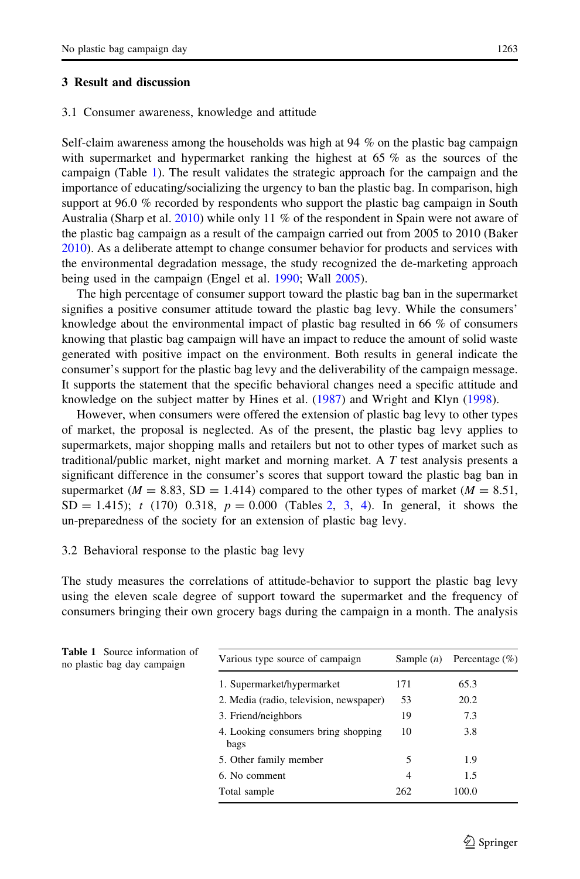## 3 Result and discussion

### 3.1 Consumer awareness, knowledge and attitude

Self-claim awareness among the households was high at 94 % on the plastic bag campaign with supermarket and hypermarket ranking the highest at 65 % as the sources of the campaign (Table 1). The result validates the strategic approach for the campaign and the importance of educating/socializing the urgency to ban the plastic bag. In comparison, high support at 96.0 % recorded by respondents who support the plastic bag campaign in South Australia (Sharp et al. 2010) while only 11 % of the respondent in Spain were not aware of the plastic bag campaign as a result of the campaign carried out from 2005 to 2010 (Baker 2010). As a deliberate attempt to change consumer behavior for products and services with the environmental degradation message, the study recognized the de-marketing approach being used in the campaign (Engel et al. 1990; Wall 2005).

The high percentage of consumer support toward the plastic bag ban in the supermarket signifies a positive consumer attitude toward the plastic bag levy. While the consumers' knowledge about the environmental impact of plastic bag resulted in 66 % of consumers knowing that plastic bag campaign will have an impact to reduce the amount of solid waste generated with positive impact on the environment. Both results in general indicate the consumer's support for the plastic bag levy and the deliverability of the campaign message. It supports the statement that the specific behavioral changes need a specific attitude and knowledge on the subject matter by Hines et al. (1987) and Wright and Klyn (1998).

However, when consumers were offered the extension of plastic bag levy to other types of market, the proposal is neglected. As of the present, the plastic bag levy applies to supermarkets, major shopping malls and retailers but not to other types of market such as traditional/public market, night market and morning market. A *T* test analysis presents a significant difference in the consumer's scores that support toward the plastic bag ban in supermarket ($M = 8.83$, $SD = 1.414$) compared to the other types of market ($M = 8.51$, $SD = 1.415$); $t$ (170) 0.318, $p = 0.000$ (Tables 2, 3, 4). In general, it shows the un-preparedness of the society for an extension of plastic bag levy.

### 3.2 Behavioral response to the plastic bag levy

The study measures the correlations of attitude-behavior to support the plastic bag levy using the eleven scale degree of support toward the supermarket and the frequency of consumers bringing their own grocery bags during the campaign in a month. The analysis

**Table 1** Source information of no plastic bag day campaign

| Various type source of campaign | Sample (*n*) | Percentage (%) |
|---|---|---|
| 1. Supermarket/hypermarket | 171 | 65.3 |
| 2. Media (radio, television, newspaper) | 53 | 20.2 |
| 3. Friend/neighbors | 19 | 7.3 |
| 4. Looking consumers bring shopping bags | 10 | 3.8 |
| 5. Other family member | 5 | 1.9 |
| 6. No comment | 4 | 1.5 |
| Total sample | 262 | 100.0 |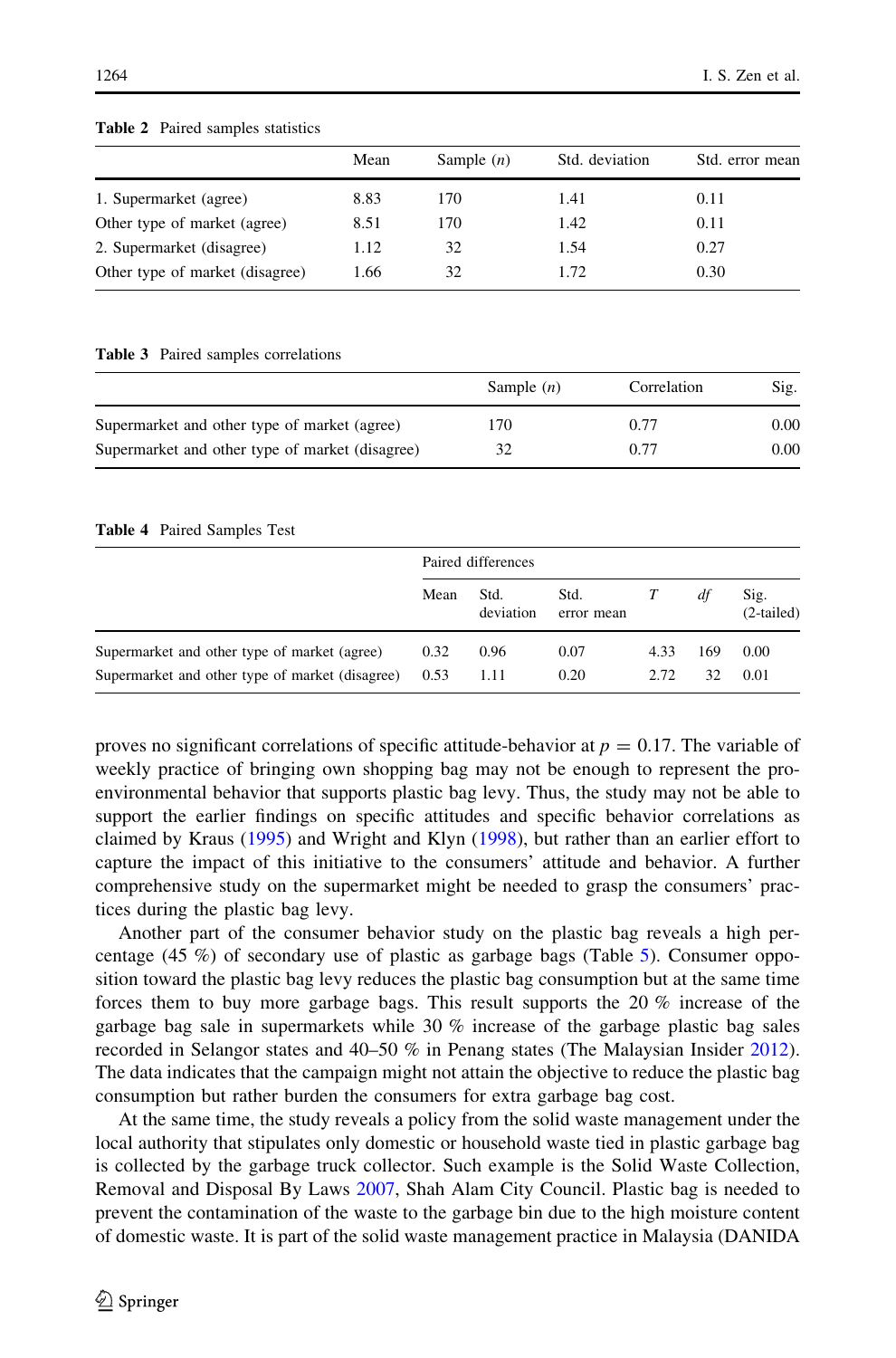**Table 2** Paired samples statistics

| | Mean | Sample (*n*) | Std. deviation | Std. error mean |
|---|---|---|---|---|
| 1. Supermarket (agree) | 8.83 | 170 | 1.41 | 0.11 |
| Other type of market (agree) | 8.51 | 170 | 1.42 | 0.11 |
| 2. Supermarket (disagree) | 1.12 | 32 | 1.54 | 0.27 |
| Other type of market (disagree) | 1.66 | 32 | 1.72 | 0.30 |

**Table 3** Paired samples correlations

| | Sample (*n*) | Correlation | Sig. |
|---|---|---|---|
| Supermarket and other type of market (agree) | 170 | 0.77 | 0.00 |
| Supermarket and other type of market (disagree) | 32 | 0.77 | 0.00 |

**Table 4** Paired Samples Test

| | Paired differences | | | | | |
|---|---|---|---|---|---|---|
| | Mean | Std. deviation | Std. error mean | *T* | *df* | Sig. (2-tailed) |
| Supermarket and other type of market (agree) | 0.32 | 0.96 | 0.07 | 4.33 | 169 | 0.00 |
| Supermarket and other type of market (disagree) | 0.53 | 1.11 | 0.20 | 2.72 | 32 | 0.01 |

proves no significant correlations of specific attitude-behavior at $p = 0.17$. The variable of weekly practice of bringing own shopping bag may not be enough to represent the pro-environmental behavior that supports plastic bag levy. Thus, the study may not be able to support the earlier findings on specific attitudes and specific behavior correlations as claimed by Kraus (1995) and Wright and Klyn (1998), but rather than an earlier effort to capture the impact of this initiative to the consumers' attitude and behavior. A further comprehensive study on the supermarket might be needed to grasp the consumers' practices during the plastic bag levy.

Another part of the consumer behavior study on the plastic bag reveals a high percentage (45 %) of secondary use of plastic as garbage bags (Table 5). Consumer opposition toward the plastic bag levy reduces the plastic bag consumption but at the same time forces them to buy more garbage bags. This result supports the 20 % increase of the garbage bag sale in supermarkets while 30 % increase of the garbage plastic bag sales recorded in Selangor states and 40–50 % in Penang states (The Malaysian Insider 2012). The data indicates that the campaign might not attain the objective to reduce the plastic bag consumption but rather burden the consumers for extra garbage bag cost.

At the same time, the study reveals a policy from the solid waste management under the local authority that stipulates only domestic or household waste tied in plastic garbage bag is collected by the garbage truck collector. Such example is the Solid Waste Collection, Removal and Disposal By Laws 2007, Shah Alam City Council. Plastic bag is needed to prevent the contamination of the waste to the garbage bin due to the high moisture content of domestic waste. It is part of the solid waste management practice in Malaysia (DANIDA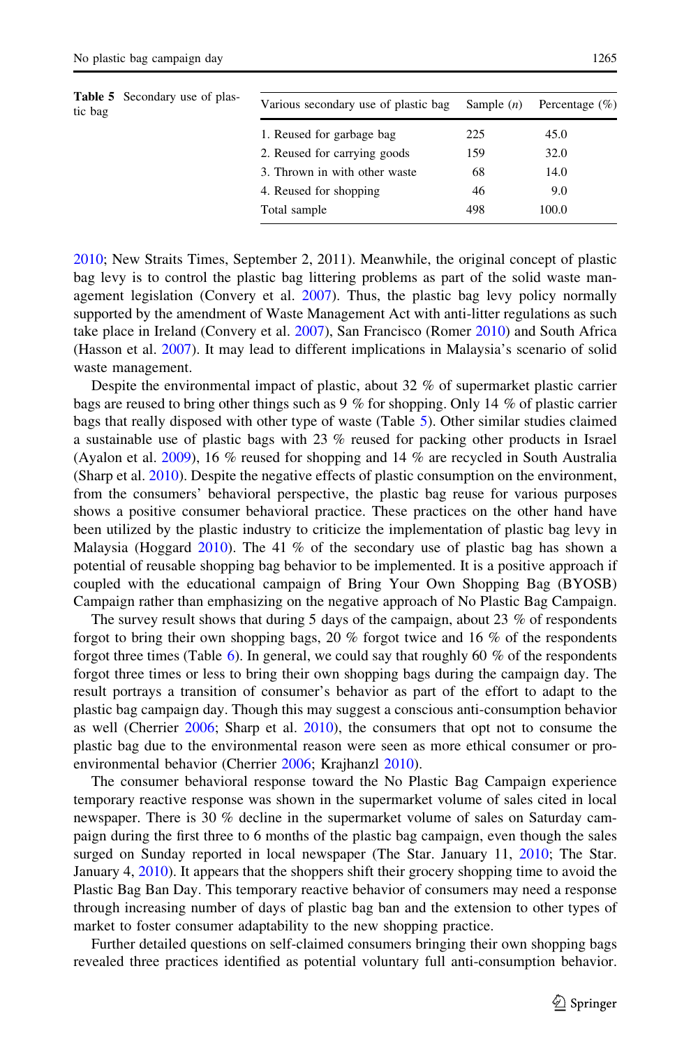**Table 5** Secondary use of plastic bag

| Various secondary use of plastic bag | Sample (*n*) | Percentage (%) |
|---|---|---|
| 1. Reused for garbage bag | 225 | 45.0 |
| 2. Reused for carrying goods | 159 | 32.0 |
| 3. Thrown in with other waste | 68 | 14.0 |
| 4. Reused for shopping | 46 | 9.0 |
| Total sample | 498 | 100.0 |

2010; New Straits Times, September 2, 2011). Meanwhile, the original concept of plastic bag levy is to control the plastic bag littering problems as part of the solid waste management legislation (Convery et al. 2007). Thus, the plastic bag levy policy normally supported by the amendment of Waste Management Act with anti-litter regulations as such take place in Ireland (Convery et al. 2007), San Francisco (Romer 2010) and South Africa (Hasson et al. 2007). It may lead to different implications in Malaysia's scenario of solid waste management.

Despite the environmental impact of plastic, about 32 % of supermarket plastic carrier bags are reused to bring other things such as 9 % for shopping. Only 14 % of plastic carrier bags that really disposed with other type of waste (Table 5). Other similar studies claimed a sustainable use of plastic bags with 23 % reused for packing other products in Israel (Ayalon et al. 2009), 16 % reused for shopping and 14 % are recycled in South Australia (Sharp et al. 2010). Despite the negative effects of plastic consumption on the environment, from the consumers' behavioral perspective, the plastic bag reuse for various purposes shows a positive consumer behavioral practice. These practices on the other hand have been utilized by the plastic industry to criticize the implementation of plastic bag levy in Malaysia (Hoggard 2010). The 41 % of the secondary use of plastic bag has shown a potential of reusable shopping bag behavior to be implemented. It is a positive approach if coupled with the educational campaign of Bring Your Own Shopping Bag (BYOSB) Campaign rather than emphasizing on the negative approach of No Plastic Bag Campaign.

The survey result shows that during 5 days of the campaign, about 23 % of respondents forgot to bring their own shopping bags, 20 % forgot twice and 16 % of the respondents forgot three times (Table 6). In general, we could say that roughly 60 % of the respondents forgot three times or less to bring their own shopping bags during the campaign day. The result portrays a transition of consumer's behavior as part of the effort to adapt to the plastic bag campaign day. Though this may suggest a conscious anti-consumption behavior as well (Cherrier 2006; Sharp et al. 2010), the consumers that opt not to consume the plastic bag due to the environmental reason were seen as more ethical consumer or pro-environmental behavior (Cherrier 2006; Krajhanzl 2010).

The consumer behavioral response toward the No Plastic Bag Campaign experience temporary reactive response was shown in the supermarket volume of sales cited in local newspaper. There is 30 % decline in the supermarket volume of sales on Saturday campaign during the first three to 6 months of the plastic bag campaign, even though the sales surged on Sunday reported in local newspaper (The Star. January 11, 2010; The Star. January 4, 2010). It appears that the shoppers shift their grocery shopping time to avoid the Plastic Bag Ban Day. This temporary reactive behavior of consumers may need a response through increasing number of days of plastic bag ban and the extension to other types of market to foster consumer adaptability to the new shopping practice.

Further detailed questions on self-claimed consumers bringing their own shopping bags revealed three practices identified as potential voluntary full anti-consumption behavior.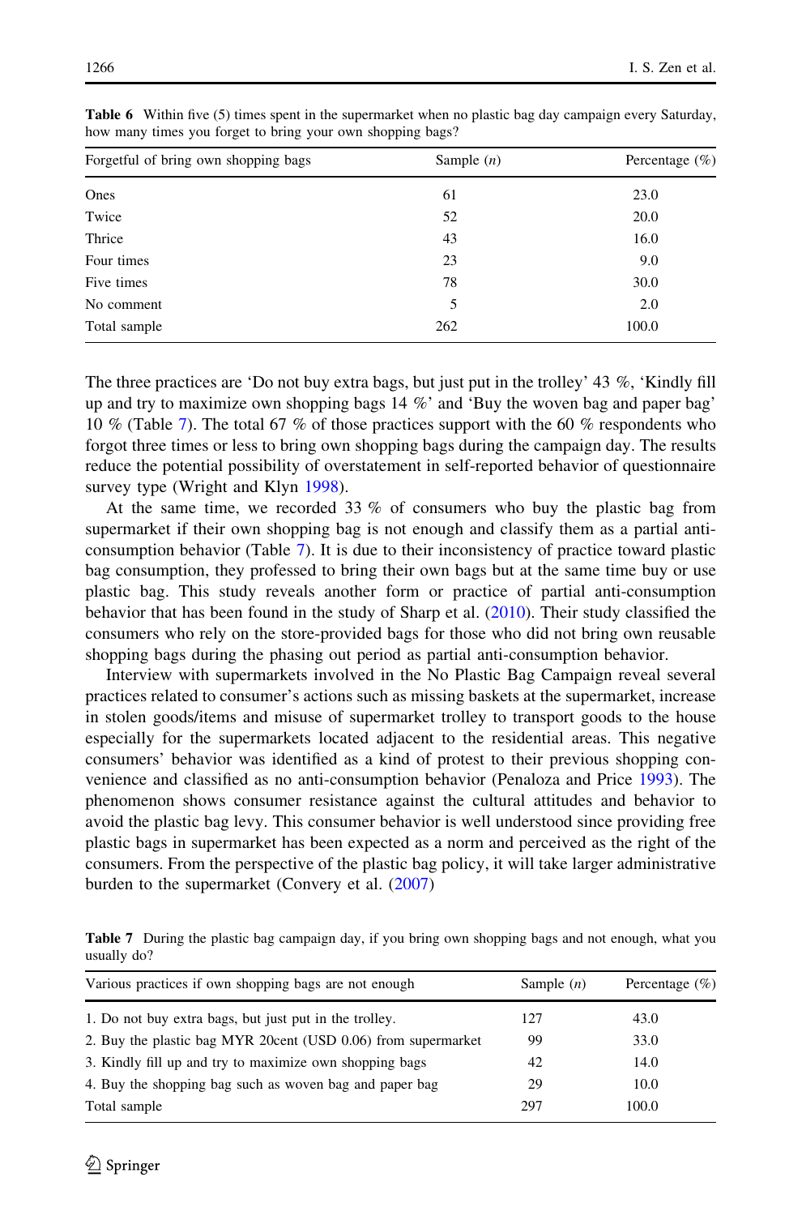**Table 6** Within five (5) times spent in the supermarket when no plastic bag day campaign every Saturday, how many times you forget to bring your own shopping bags?

| Forgetful of bring own shopping bags | Sample (*n*) | Percentage (%) |
|---|---|---|
| Ones | 61 | 23.0 |
| Twice | 52 | 20.0 |
| Thrice | 43 | 16.0 |
| Four times | 23 | 9.0 |
| Five times | 78 | 30.0 |
| No comment | 5 | 2.0 |
| Total sample | 262 | 100.0 |

The three practices are 'Do not buy extra bags, but just put in the trolley' 43 %, 'Kindly fill up and try to maximize own shopping bags 14 %' and 'Buy the woven bag and paper bag' 10 % (Table 7). The total 67 % of those practices support with the 60 % respondents who forgot three times or less to bring own shopping bags during the campaign day. The results reduce the potential possibility of overstatement in self-reported behavior of questionnaire survey type (Wright and Klyn 1998).

At the same time, we recorded 33 % of consumers who buy the plastic bag from supermarket if their own shopping bag is not enough and classify them as a partial anti-consumption behavior (Table 7). It is due to their inconsistency of practice toward plastic bag consumption, they professed to bring their own bags but at the same time buy or use plastic bag. This study reveals another form or practice of partial anti-consumption behavior that has been found in the study of Sharp et al. (2010). Their study classified the consumers who rely on the store-provided bags for those who did not bring own reusable shopping bags during the phasing out period as partial anti-consumption behavior.

Interview with supermarkets involved in the No Plastic Bag Campaign reveal several practices related to consumer's actions such as missing baskets at the supermarket, increase in stolen goods/items and misuse of supermarket trolley to transport goods to the house especially for the supermarkets located adjacent to the residential areas. This negative consumers' behavior was identified as a kind of protest to their previous shopping convenience and classified as no anti-consumption behavior (Penaloza and Price 1993). The phenomenon shows consumer resistance against the cultural attitudes and behavior to avoid the plastic bag levy. This consumer behavior is well understood since providing free plastic bags in supermarket has been expected as a norm and perceived as the right of the consumers. From the perspective of the plastic bag policy, it will take larger administrative burden to the supermarket (Convery et al. (2007)

**Table 7** During the plastic bag campaign day, if you bring own shopping bags and not enough, what you usually do?

| Various practices if own shopping bags are not enough | Sample (*n*) | Percentage (%) |
|---|---|---|
| 1. Do not buy extra bags, but just put in the trolley. | 127 | 43.0 |
| 2. Buy the plastic bag MYR 20cent (USD 0.06) from supermarket | 99 | 33.0 |
| 3. Kindly fill up and try to maximize own shopping bags | 42 | 14.0 |
| 4. Buy the shopping bag such as woven bag and paper bag | 29 | 10.0 |
| Total sample | 297 | 100.0 |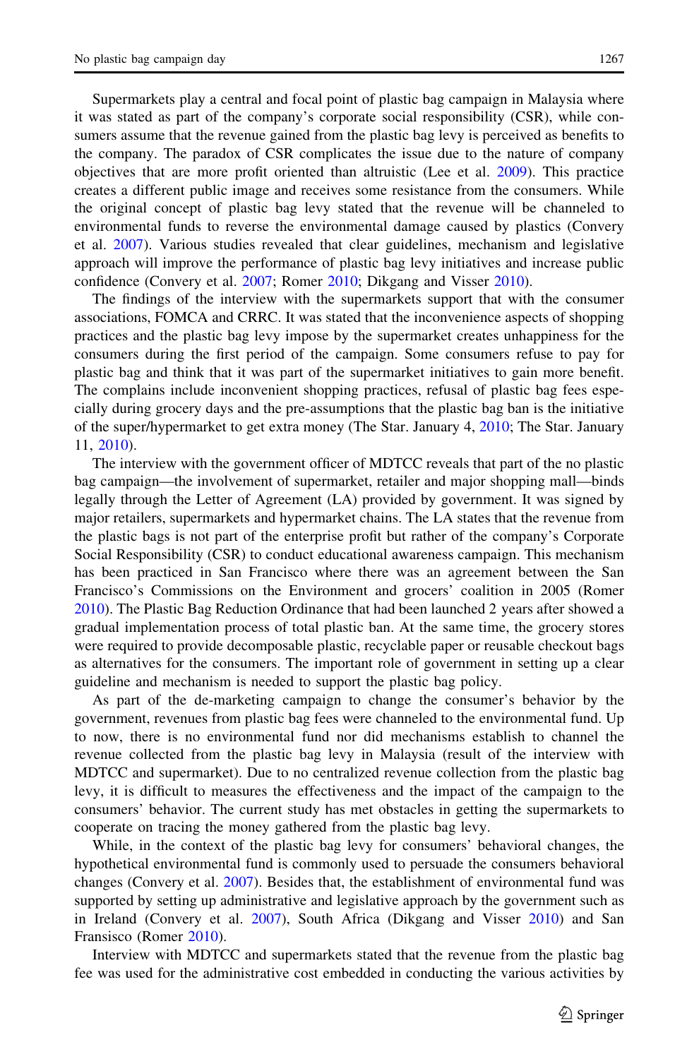Supermarkets play a central and focal point of plastic bag campaign in Malaysia where it was stated as part of the company's corporate social responsibility (CSR), while consumers assume that the revenue gained from the plastic bag levy is perceived as benefits to the company. The paradox of CSR complicates the issue due to the nature of company objectives that are more profit oriented than altruistic (Lee et al. 2009). This practice creates a different public image and receives some resistance from the consumers. While the original concept of plastic bag levy stated that the revenue will be channeled to environmental funds to reverse the environmental damage caused by plastics (Convery et al. 2007). Various studies revealed that clear guidelines, mechanism and legislative approach will improve the performance of plastic bag levy initiatives and increase public confidence (Convery et al. 2007; Romer 2010; Dikgang and Visser 2010).

The findings of the interview with the supermarkets support that with the consumer associations, FOMCA and CRRC. It was stated that the inconvenience aspects of shopping practices and the plastic bag levy impose by the supermarket creates unhappiness for the consumers during the first period of the campaign. Some consumers refuse to pay for plastic bag and think that it was part of the supermarket initiatives to gain more benefit. The complains include inconvenient shopping practices, refusal of plastic bag fees especially during grocery days and the pre-assumptions that the plastic bag ban is the initiative of the super/hypermarket to get extra money (The Star. January 4, 2010; The Star. January 11, 2010).

The interview with the government officer of MDTCC reveals that part of the no plastic bag campaign—the involvement of supermarket, retailer and major shopping mall—binds legally through the Letter of Agreement (LA) provided by government. It was signed by major retailers, supermarkets and hypermarket chains. The LA states that the revenue from the plastic bags is not part of the enterprise profit but rather of the company's Corporate Social Responsibility (CSR) to conduct educational awareness campaign. This mechanism has been practiced in San Francisco where there was an agreement between the San Francisco's Commissions on the Environment and grocers' coalition in 2005 (Romer 2010). The Plastic Bag Reduction Ordinance that had been launched 2 years after showed a gradual implementation process of total plastic ban. At the same time, the grocery stores were required to provide decomposable plastic, recyclable paper or reusable checkout bags as alternatives for the consumers. The important role of government in setting up a clear guideline and mechanism is needed to support the plastic bag policy.

As part of the de-marketing campaign to change the consumer's behavior by the government, revenues from plastic bag fees were channeled to the environmental fund. Up to now, there is no environmental fund nor did mechanisms establish to channel the revenue collected from the plastic bag levy in Malaysia (result of the interview with MDTCC and supermarket). Due to no centralized revenue collection from the plastic bag levy, it is difficult to measures the effectiveness and the impact of the campaign to the consumers' behavior. The current study has met obstacles in getting the supermarkets to cooperate on tracing the money gathered from the plastic bag levy.

While, in the context of the plastic bag levy for consumers' behavioral changes, the hypothetical environmental fund is commonly used to persuade the consumers behavioral changes (Convery et al. 2007). Besides that, the establishment of environmental fund was supported by setting up administrative and legislative approach by the government such as in Ireland (Convery et al. 2007), South Africa (Dikgang and Visser 2010) and San Fransisco (Romer 2010).

Interview with MDTCC and supermarkets stated that the revenue from the plastic bag fee was used for the administrative cost embedded in conducting the various activities by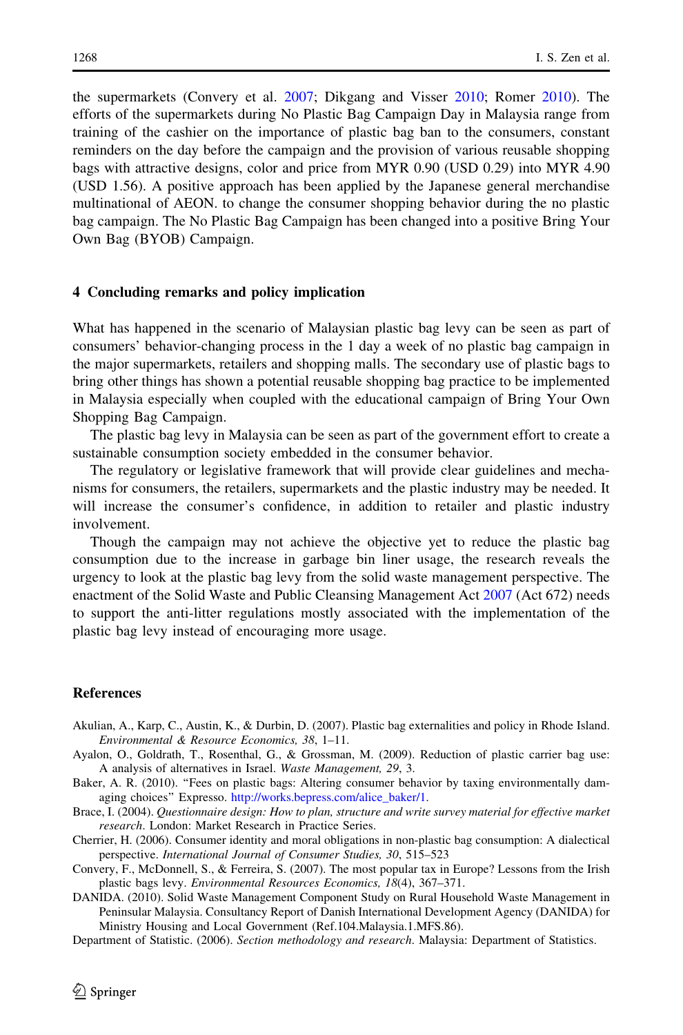the supermarkets (Convery et al. 2007; Dikgang and Visser 2010; Romer 2010). The efforts of the supermarkets during No Plastic Bag Campaign Day in Malaysia range from training of the cashier on the importance of plastic bag ban to the consumers, constant reminders on the day before the campaign and the provision of various reusable shopping bags with attractive designs, color and price from MYR 0.90 (USD 0.29) into MYR 4.90 (USD 1.56). A positive approach has been applied by the Japanese general merchandise multinational of AEON. to change the consumer shopping behavior during the no plastic bag campaign. The No Plastic Bag Campaign has been changed into a positive Bring Your Own Bag (BYOB) Campaign.

## 4 Concluding remarks and policy implication

What has happened in the scenario of Malaysian plastic bag levy can be seen as part of consumers' behavior-changing process in the 1 day a week of no plastic bag campaign in the major supermarkets, retailers and shopping malls. The secondary use of plastic bags to bring other things has shown a potential reusable shopping bag practice to be implemented in Malaysia especially when coupled with the educational campaign of Bring Your Own Shopping Bag Campaign.

The plastic bag levy in Malaysia can be seen as part of the government effort to create a sustainable consumption society embedded in the consumer behavior.

The regulatory or legislative framework that will provide clear guidelines and mechanisms for consumers, the retailers, supermarkets and the plastic industry may be needed. It will increase the consumer's confidence, in addition to retailer and plastic industry involvement.

Though the campaign may not achieve the objective yet to reduce the plastic bag consumption due to the increase in garbage bin liner usage, the research reveals the urgency to look at the plastic bag levy from the solid waste management perspective. The enactment of the Solid Waste and Public Cleansing Management Act 2007 (Act 672) needs to support the anti-litter regulations mostly associated with the implementation of the plastic bag levy instead of encouraging more usage.

## References

Akulian, A., Karp, C., Austin, K., & Durbin, D. (2007). Plastic bag externalities and policy in Rhode Island. *Environmental & Resource Economics, 38*, 1–11.

Ayalon, O., Goldrath, T., Rosenthal, G., & Grossman, M. (2009). Reduction of plastic carrier bag use: A analysis of alternatives in Israel. *Waste Management, 29*, 3.

Baker, A. R. (2010). "Fees on plastic bags: Altering consumer behavior by taxing environmentally damaging choices" Expresso. http://works.bepress.com/alice_baker/1.

Brace, I. (2004). *Questionnaire design: How to plan, structure and write survey material for effective market research*. London: Market Research in Practice Series.

Cherrier, H. (2006). Consumer identity and moral obligations in non-plastic bag consumption: A dialectical perspective. *International Journal of Consumer Studies, 30*, 515–523

Convery, F., McDonnell, S., & Ferreira, S. (2007). The most popular tax in Europe? Lessons from the Irish plastic bags levy. *Environmental Resources Economics, 18*(4), 367–371.

DANIDA. (2010). Solid Waste Management Component Study on Rural Household Waste Management in Peninsular Malaysia. Consultancy Report of Danish International Development Agency (DANIDA) for Ministry Housing and Local Government (Ref.104.Malaysia.1.MFS.86).

Department of Statistic. (2006). *Section methodology and research*. Malaysia: Department of Statistics.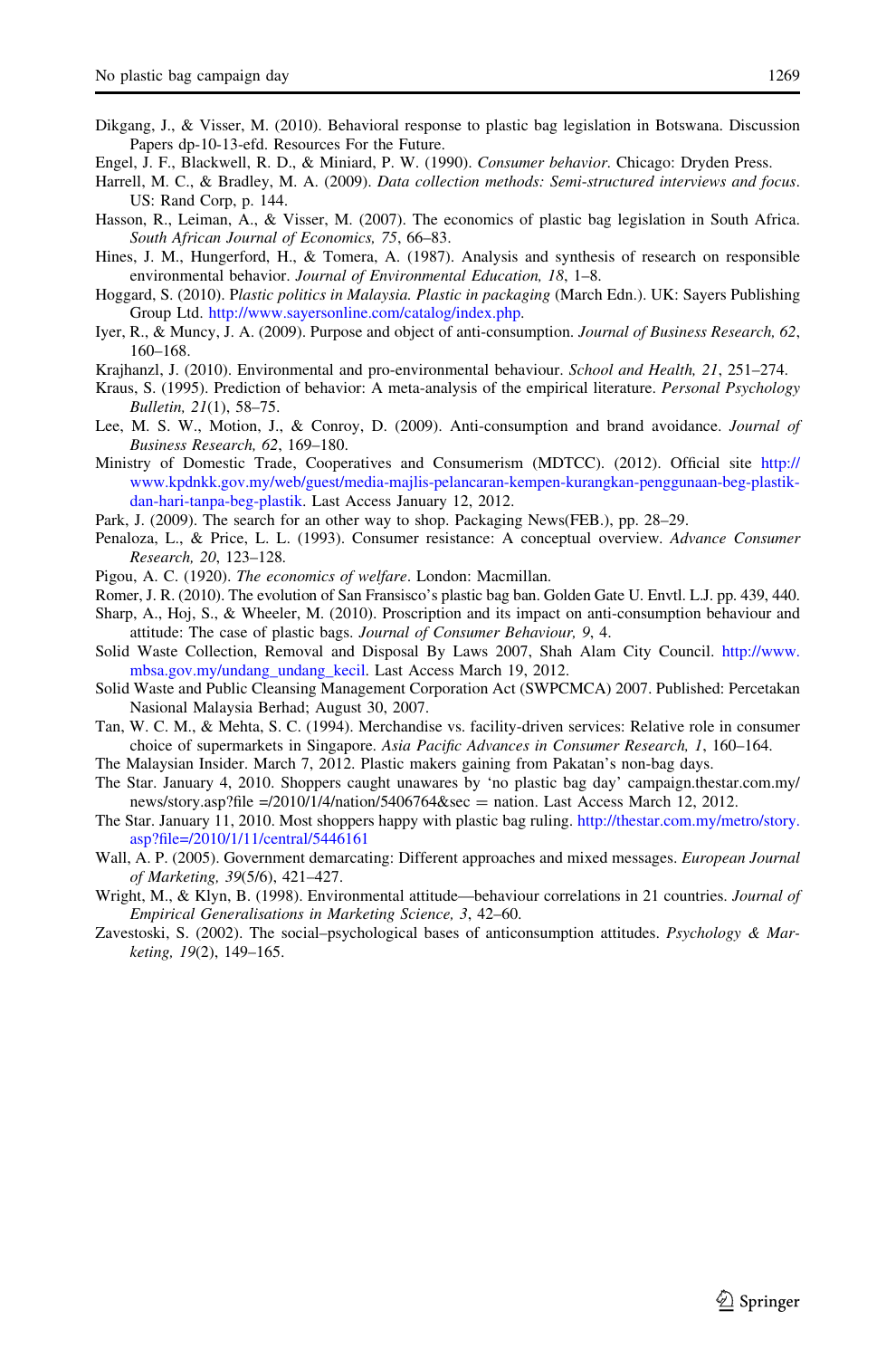Dikgang, J., & Visser, M. (2010). Behavioral response to plastic bag legislation in Botswana. Discussion Papers dp-10-13-efd. Resources For the Future.

Engel, J. F., Blackwell, R. D., & Miniard, P. W. (1990). *Consumer behavior*. Chicago: Dryden Press.

Harrell, M. C., & Bradley, M. A. (2009). *Data collection methods: Semi-structured interviews and focus*. US: Rand Corp, p. 144.

Hasson, R., Leiman, A., & Visser, M. (2007). The economics of plastic bag legislation in South Africa. *South African Journal of Economics, 75*, 66–83.

Hines, J. M., Hungerford, H., & Tomera, A. (1987). Analysis and synthesis of research on responsible environmental behavior. *Journal of Environmental Education, 18*, 1–8.

Hoggard, S. (2010). P*lastic politics in Malaysia. Plastic in packaging* (March Edn.). UK: Sayers Publishing Group Ltd. http://www.sayersonline.com/catalog/index.php.

Iyer, R., & Muncy, J. A. (2009). Purpose and object of anti-consumption. *Journal of Business Research, 62*, 160–168.

Krajhanzl, J. (2010). Environmental and pro-environmental behaviour. *School and Health, 21*, 251–274.

Kraus, S. (1995). Prediction of behavior: A meta-analysis of the empirical literature. *Personal Psychology Bulletin, 21*(1), 58–75.

Lee, M. S. W., Motion, J., & Conroy, D. (2009). Anti-consumption and brand avoidance. *Journal of Business Research, 62*, 169–180.

Ministry of Domestic Trade, Cooperatives and Consumerism (MDTCC). (2012). Official site http://www.kpdnkk.gov.my/web/guest/media-majlis-pelancaran-kempen-kurangkan-penggunaan-beg-plastik-dan-hari-tanpa-beg-plastik. Last Access January 12, 2012.

Park, J. (2009). The search for an other way to shop. Packaging News(FEB.), pp. 28–29.

Penaloza, L., & Price, L. L. (1993). Consumer resistance: A conceptual overview. *Advance Consumer Research, 20*, 123–128.

Pigou, A. C. (1920). *The economics of welfare*. London: Macmillan.

Romer, J. R. (2010). The evolution of San Fransisco's plastic bag ban. Golden Gate U. Envtl. L.J. pp. 439, 440.

Sharp, A., Hoj, S., & Wheeler, M. (2010). Proscription and its impact on anti-consumption behaviour and attitude: The case of plastic bags. *Journal of Consumer Behaviour, 9*, 4.

Solid Waste Collection, Removal and Disposal By Laws 2007, Shah Alam City Council. http://www.mbsa.gov.my/undang_undang_kecil. Last Access March 19, 2012.

Solid Waste and Public Cleansing Management Corporation Act (SWPCMCA) 2007. Published: Percetakan Nasional Malaysia Berhad; August 30, 2007.

Tan, W. C. M., & Mehta, S. C. (1994). Merchandise vs. facility-driven services: Relative role in consumer choice of supermarkets in Singapore. *Asia Pacific Advances in Consumer Research, 1*, 160–164.

The Malaysian Insider. March 7, 2012. Plastic makers gaining from Pakatan's non-bag days.

The Star. January 4, 2010. Shoppers caught unawares by 'no plastic bag day' campaign.thestar.com.my/news/story.asp?file =/2010/1/4/nation/5406764&sec = nation. Last Access March 12, 2012.

The Star. January 11, 2010. Most shoppers happy with plastic bag ruling. http://thestar.com.my/metro/story.asp?file=/2010/1/11/central/5446161

Wall, A. P. (2005). Government demarcating: Different approaches and mixed messages. *European Journal of Marketing, 39*(5/6), 421–427.

Wright, M., & Klyn, B. (1998). Environmental attitude—behaviour correlations in 21 countries. *Journal of Empirical Generalisations in Marketing Science, 3*, 42–60.

Zavestoski, S. (2002). The social–psychological bases of anticonsumption attitudes. *Psychology & Marketing, 19*(2), 149–165.